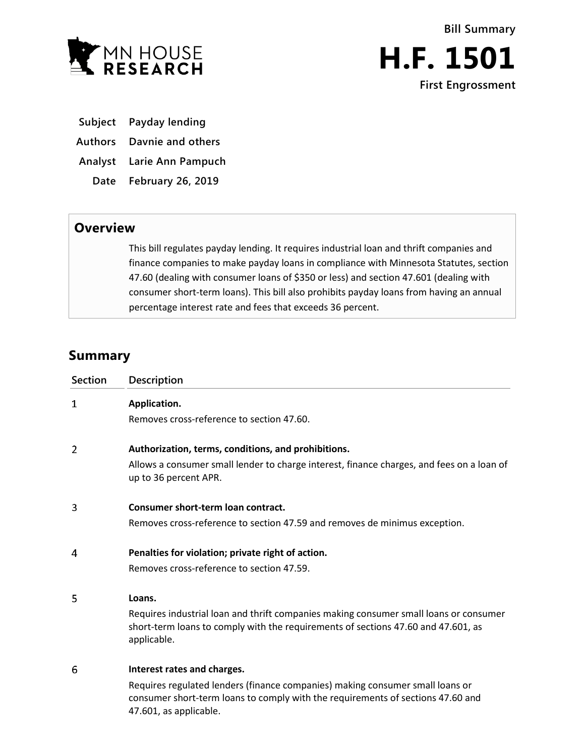MN HOUSE RESEARCH

# Bill Summary

# H.F. 1501

**First Engrossment**

| | |
|---|---|
| **Subject** | **Payday lending** |
| **Authors** | **Davnie and others** |
| **Analyst** | **Larie Ann Pampuch** |
| **Date** | **February 26, 2019** |

## Overview

This bill regulates payday lending. It requires industrial loan and thrift companies and finance companies to make payday loans in compliance with Minnesota Statutes, section 47.60 (dealing with consumer loans of $350 or less) and section 47.601 (dealing with consumer short-term loans). This bill also prohibits payday loans from having an annual percentage interest rate and fees that exceeds 36 percent.

## Summary

| Section | Description |
|---|---|
| 1 | **Application.** Removes cross-reference to section 47.60. |
| 2 | **Authorization, terms, conditions, and prohibitions.** Allows a consumer small lender to charge interest, finance charges, and fees on a loan of up to 36 percent APR. |
| 3 | **Consumer short-term loan contract.** Removes cross-reference to section 47.59 and removes de minimus exception. |
| 4 | **Penalties for violation; private right of action.** Removes cross-reference to section 47.59. |
| 5 | **Loans.** Requires industrial loan and thrift companies making consumer small loans or consumer short-term loans to comply with the requirements of sections 47.60 and 47.601, as applicable. |
| 6 | **Interest rates and charges.** Requires regulated lenders (finance companies) making consumer small loans or consumer short-term loans to comply with the requirements of sections 47.60 and 47.601, as applicable. |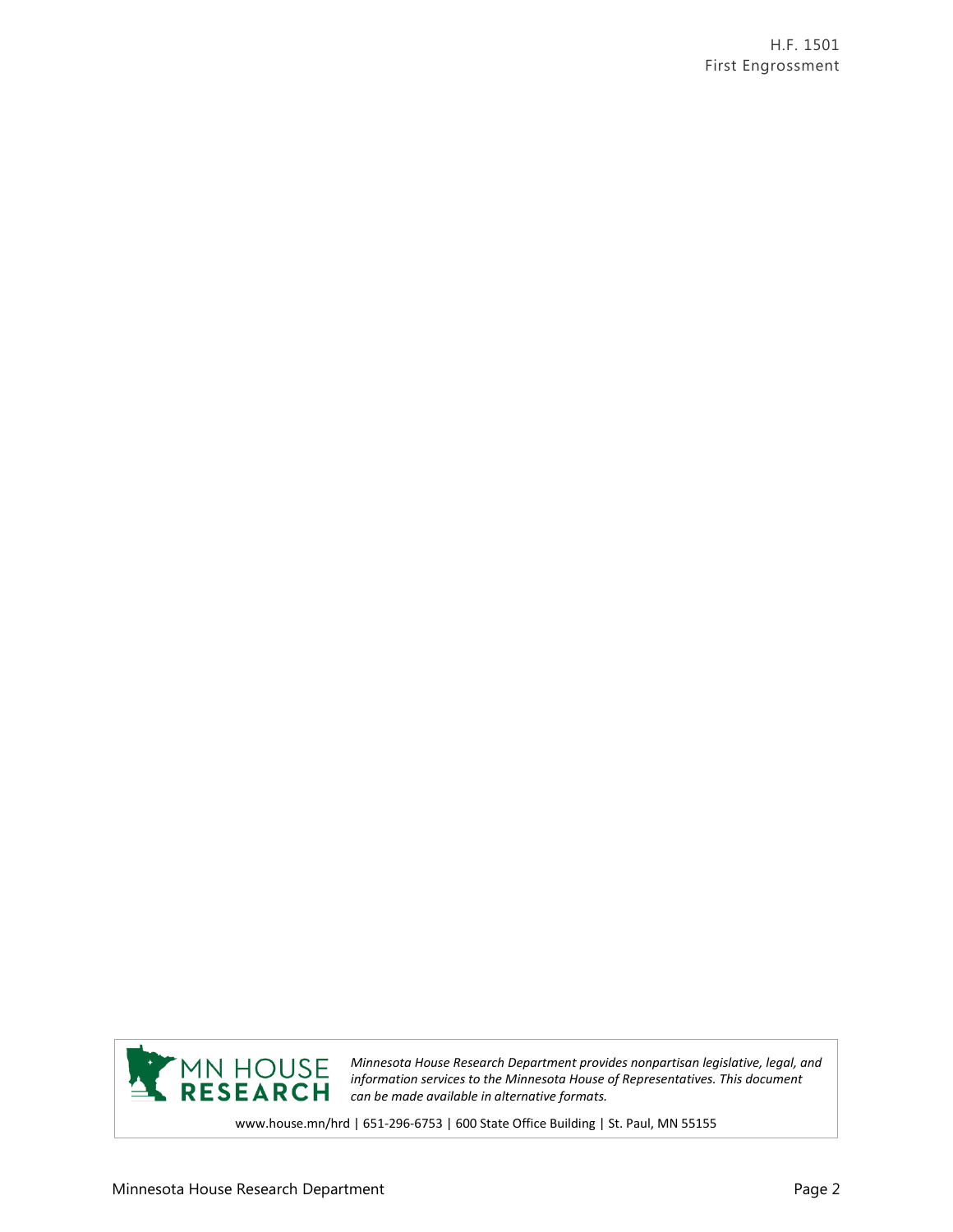MN HOUSE RESEARCH

*Minnesota House Research Department provides nonpartisan legislative, legal, and information services to the Minnesota House of Representatives. This document can be made available in alternative formats.*

www.house.mn/hrd | 651-296-6753 | 600 State Office Building | St. Paul, MN 55155